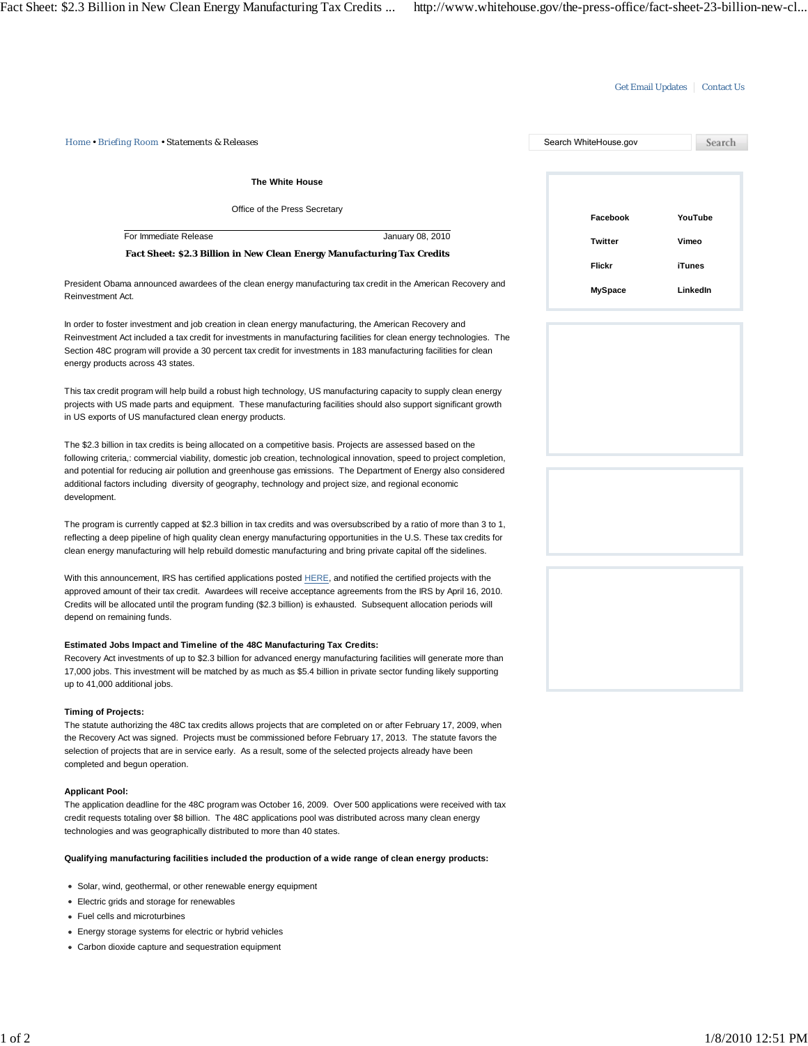Home • Briefing Room • Statements & Releases

**The White House**

Office of the Press Secretary

For Immediate Release | January 08, 2010

# Fact Sheet: $2.3 Billion in New Clean Energy Manufacturing Tax Credits

President Obama announced awardees of the clean energy manufacturing tax credit in the American Recovery and Reinvestment Act.

In order to foster investment and job creation in clean energy manufacturing, the American Recovery and Reinvestment Act included a tax credit for investments in manufacturing facilities for clean energy technologies. The Section 48C program will provide a 30 percent tax credit for investments in 183 manufacturing facilities for clean energy products across 43 states.

This tax credit program will help build a robust high technology, US manufacturing capacity to supply clean energy projects with US made parts and equipment. These manufacturing facilities should also support significant growth in US exports of US manufactured clean energy products.

The $2.3 billion in tax credits is being allocated on a competitive basis. Projects are assessed based on the following criteria,: commercial viability, domestic job creation, technological innovation, speed to project completion, and potential for reducing air pollution and greenhouse gas emissions. The Department of Energy also considered additional factors including diversity of geography, technology and project size, and regional economic development.

The program is currently capped at $2.3 billion in tax credits and was oversubscribed by a ratio of more than 3 to 1, reflecting a deep pipeline of high quality clean energy manufacturing opportunities in the U.S. These tax credits for clean energy manufacturing will help rebuild domestic manufacturing and bring private capital off the sidelines.

With this announcement, IRS has certified applications posted HERE, and notified the certified projects with the approved amount of their tax credit. Awardees will receive acceptance agreements from the IRS by April 16, 2010. Credits will be allocated until the program funding ($2.3 billion) is exhausted. Subsequent allocation periods will depend on remaining funds.

**Estimated Jobs Impact and Timeline of the 48C Manufacturing Tax Credits:**
Recovery Act investments of up to $2.3 billion for advanced energy manufacturing facilities will generate more than 17,000 jobs. This investment will be matched by as much as $5.4 billion in private sector funding likely supporting up to 41,000 additional jobs.

**Timing of Projects:**
The statute authorizing the 48C tax credits allows projects that are completed on or after February 17, 2009, when the Recovery Act was signed. Projects must be commissioned before February 17, 2013. The statute favors the selection of projects that are in service early. As a result, some of the selected projects already have been completed and begun operation.

**Applicant Pool:**
The application deadline for the 48C program was October 16, 2009. Over 500 applications were received with tax credit requests totaling over $8 billion. The 48C applications pool was distributed across many clean energy technologies and was geographically distributed to more than 40 states.

**Qualifying manufacturing facilities included the production of a wide range of clean energy products:**

- Solar, wind, geothermal, or other renewable energy equipment
- Electric grids and storage for renewables
- Fuel cells and microturbines
- Energy storage systems for electric or hybrid vehicles
- Carbon dioxide capture and sequestration equipment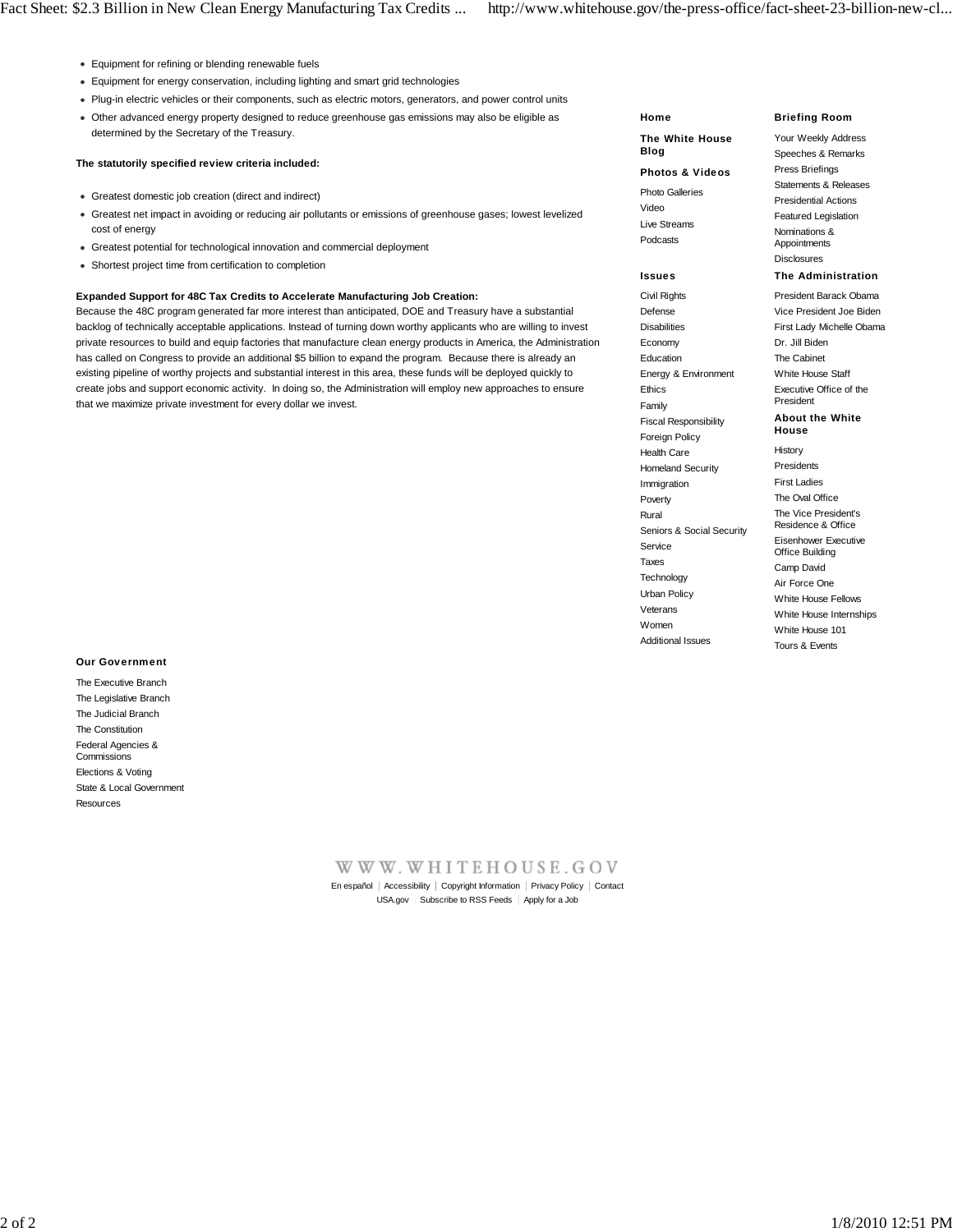- Equipment for refining or blending renewable fuels
- Equipment for energy conservation, including lighting and smart grid technologies
- Plug-in electric vehicles or their components, such as electric motors, generators, and power control units
- Other advanced energy property designed to reduce greenhouse gas emissions may also be eligible as determined by the Secretary of the Treasury.

**The statutorily specified review criteria included:**

- Greatest domestic job creation (direct and indirect)
- Greatest net impact in avoiding or reducing air pollutants or emissions of greenhouse gases; lowest levelized cost of energy
- Greatest potential for technological innovation and commercial deployment
- Shortest project time from certification to completion

**Expanded Support for 48C Tax Credits to Accelerate Manufacturing Job Creation:**
Because the 48C program generated far more interest than anticipated, DOE and Treasury have a substantial backlog of technically acceptable applications. Instead of turning down worthy applicants who are willing to invest private resources to build and equip factories that manufacture clean energy products in America, the Administration has called on Congress to provide an additional $5 billion to expand the program. Because there is already an existing pipeline of worthy projects and substantial interest in this area, these funds will be deployed quickly to create jobs and support economic activity. In doing so, the Administration will employ new approaches to ensure that we maximize private investment for every dollar we invest.

**Home**

**The White House Blog**

**Photos & Videos**

Photo Galleries
Video
Live Streams
Podcasts

**Issues**

Civil Rights
Defense
Disabilities
Economy
Education
Energy & Environment
Ethics
Family
Fiscal Responsibility
Foreign Policy
Health Care
Homeland Security
Immigration
Poverty
Rural
Seniors & Social Security
Service
Taxes
Technology
Urban Policy
Veterans
Women
Additional Issues

**Briefing Room**

Your Weekly Address
Speeches & Remarks
Press Briefings
Statements & Releases
Presidential Actions
Featured Legislation
Nominations & Appointments
Disclosures

**The Administration**

President Barack Obama
Vice President Joe Biden
First Lady Michelle Obama
Dr. Jill Biden
The Cabinet
White House Staff
Executive Office of the President

**About the White House**

History
Presidents
First Ladies
The Oval Office
The Vice President's Residence & Office
Eisenhower Executive Office Building
Camp David
Air Force One
White House Fellows
White House Internships
White House 101
Tours & Events

**Our Government**

The Executive Branch
The Legislative Branch
The Judicial Branch
The Constitution
Federal Agencies & Commissions
Elections & Voting
State & Local Government
Resources

WWW.WHITEHOUSE.GOV

En español | Accessibility | Copyright Information | Privacy Policy | Contact
USA.gov | Subscribe to RSS Feeds | Apply for a Job